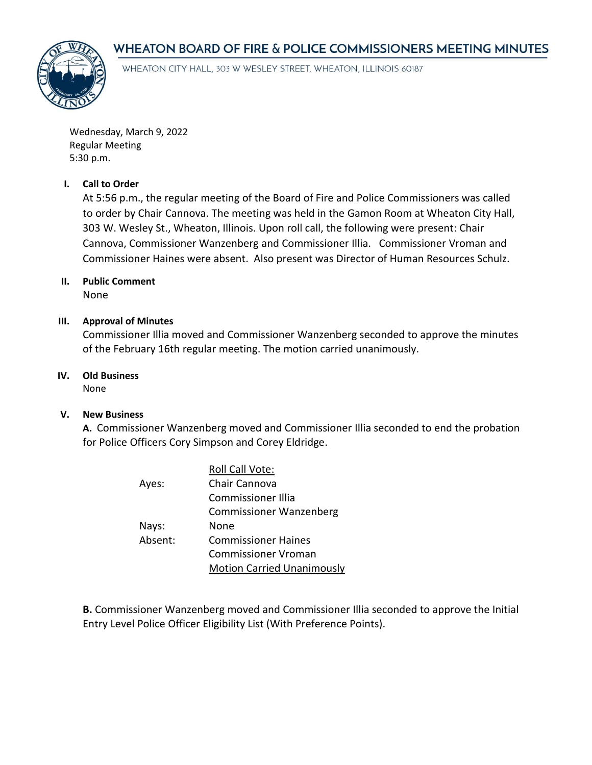# WHEATON BOARD OF FIRE & POLICE COMMISSIONERS MEETING MINUTES

WHEATON CITY HALL, 303 W WESLEY STREET, WHEATON, ILLINOIS 60187

Wednesday, March 9, 2022
Regular Meeting
5:30 p.m.

**I. Call to Order**

At 5:56 p.m., the regular meeting of the Board of Fire and Police Commissioners was called to order by Chair Cannova. The meeting was held in the Gamon Room at Wheaton City Hall, 303 W. Wesley St., Wheaton, Illinois. Upon roll call, the following were present: Chair Cannova, Commissioner Wanzenberg and Commissioner Illia. Commissioner Vroman and Commissioner Haines were absent. Also present was Director of Human Resources Schulz.

**II. Public Comment**

None

**III. Approval of Minutes**

Commissioner Illia moved and Commissioner Wanzenberg seconded to approve the minutes of the February 16th regular meeting. The motion carried unanimously.

**IV. Old Business**

None

**V. New Business**

**A.** Commissioner Wanzenberg moved and Commissioner Illia seconded to end the probation for Police Officers Cory Simpson and Corey Eldridge.

| | Roll Call Vote: |
|---|---|
| Ayes: | Chair Cannova |
| | Commissioner Illia |
| | Commissioner Wanzenberg |
| Nays: | None |
| Absent: | Commissioner Haines |
| | Commissioner Vroman |
| | Motion Carried Unanimously |

**B.** Commissioner Wanzenberg moved and Commissioner Illia seconded to approve the Initial Entry Level Police Officer Eligibility List (With Preference Points).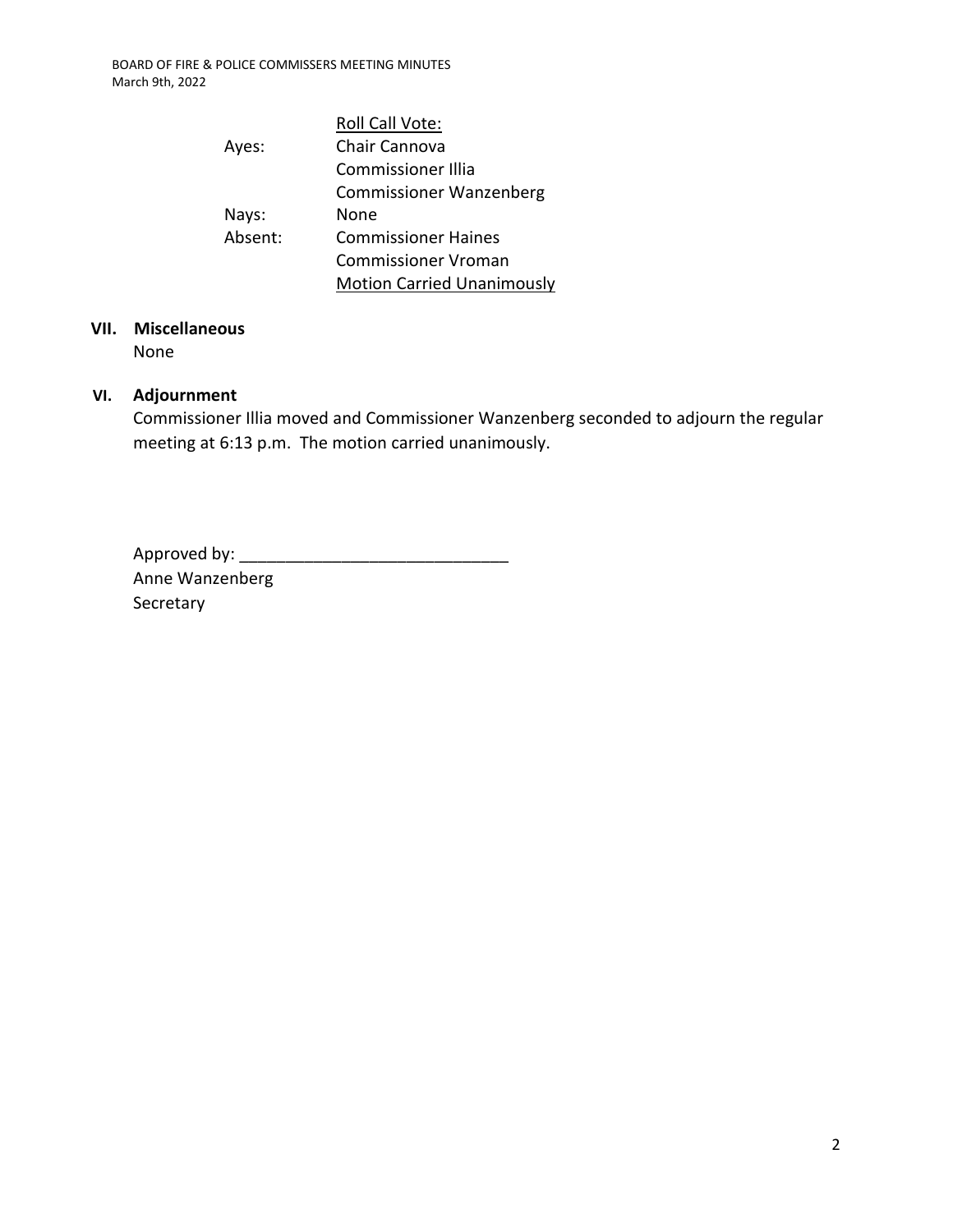| | |
|---|---|
| | Roll Call Vote: |
| Ayes: | Chair Cannova |
| | Commissioner Illia |
| | Commissioner Wanzenberg |
| Nays: | None |
| Absent: | Commissioner Haines |
| | Commissioner Vroman |
| | Motion Carried Unanimously |

## VII. Miscellaneous

None

## VI. Adjournment

Commissioner Illia moved and Commissioner Wanzenberg seconded to adjourn the regular meeting at 6:13 p.m. The motion carried unanimously.

Approved by: ____________________________

Anne Wanzenberg

Secretary